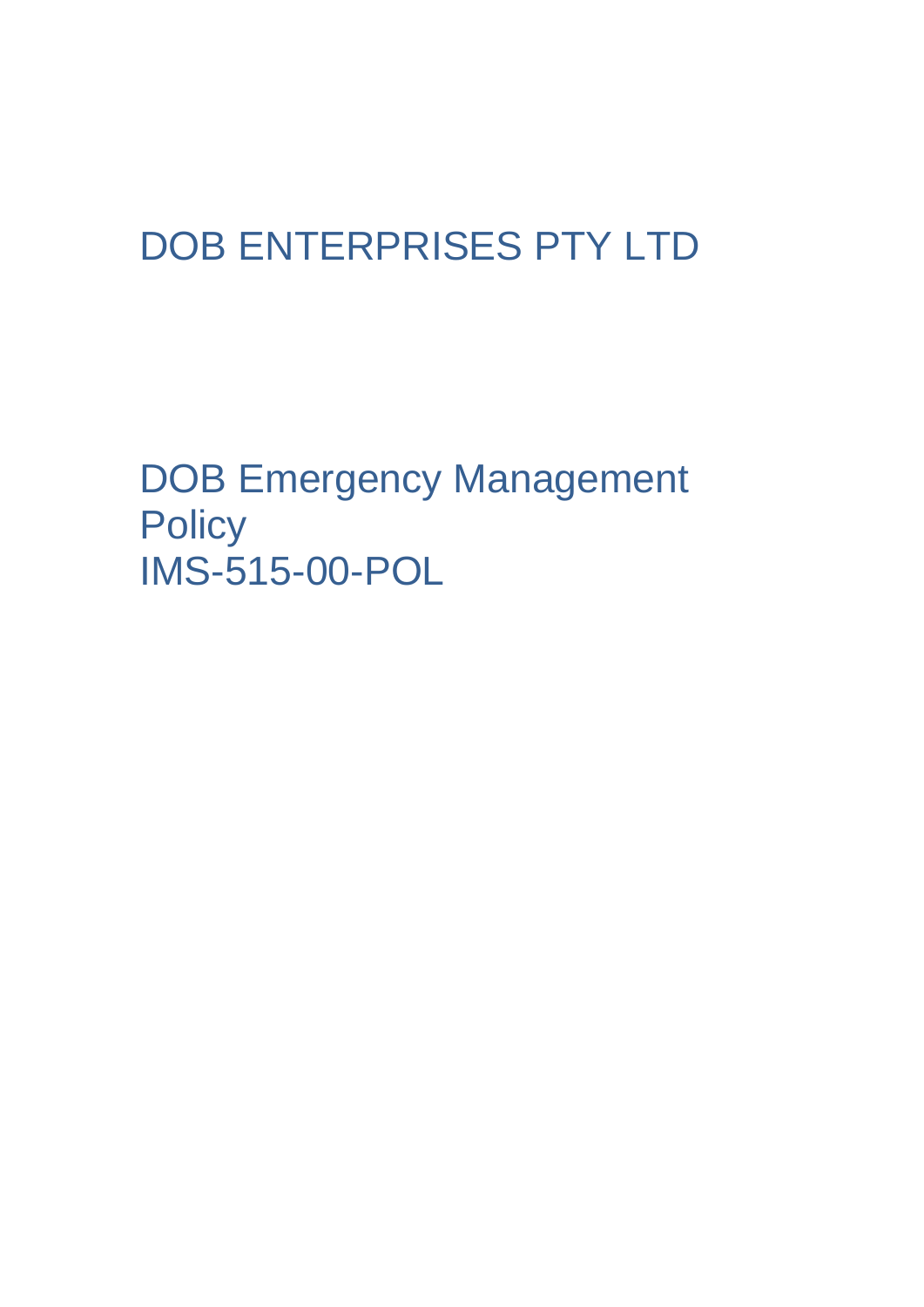# DOB ENTERPRISES PTY LTD

# DOB Emergency Management Policy
IMS-515-00-POL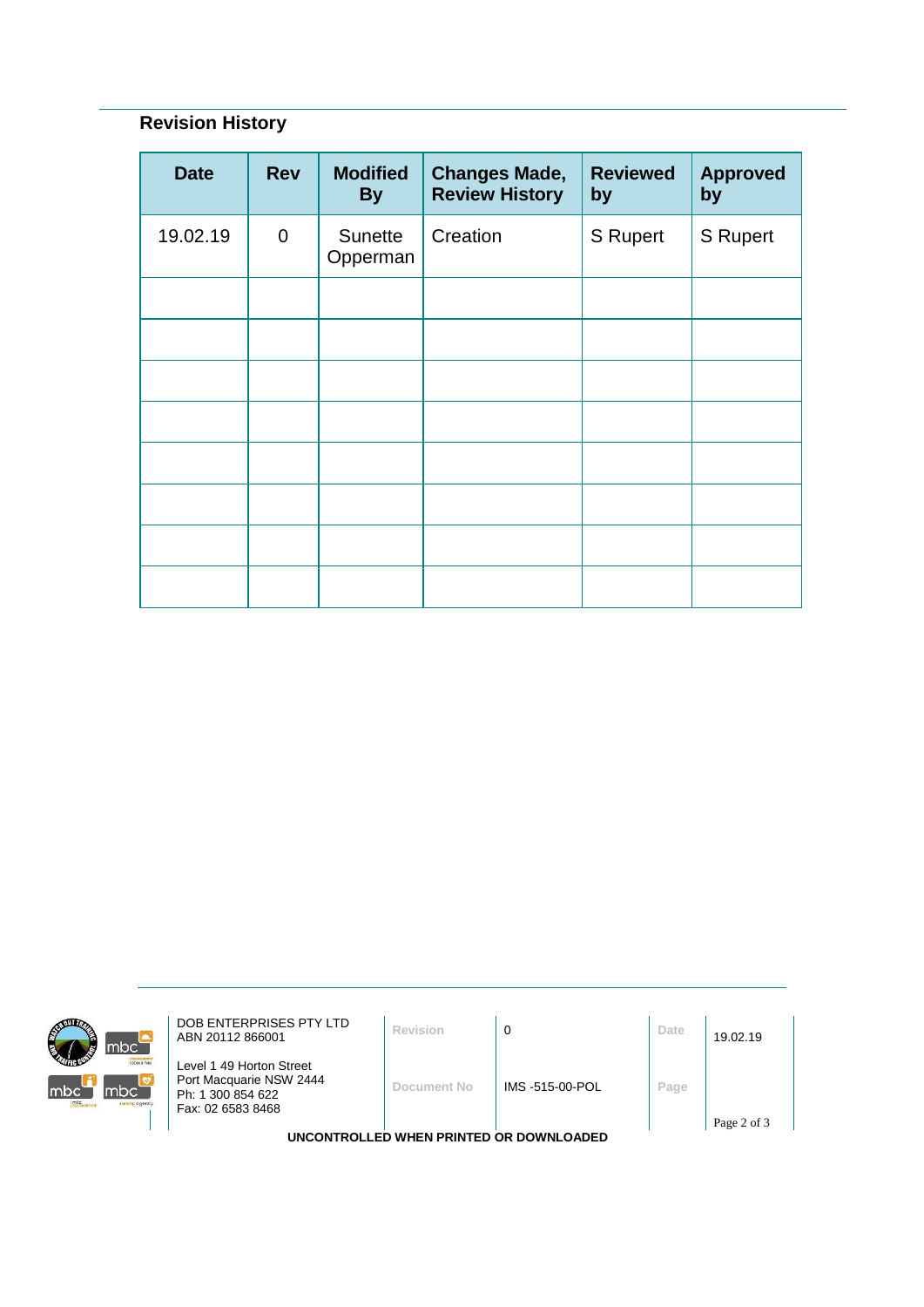## Revision History

| Date | Rev | Modified By | Changes Made, Review History | Reviewed by | Approved by |
|---|---|---|---|---|---|
| 19.02.19 | 0 | Sunette Opperman | Creation | S Rupert | S Rupert |
| | | | | | |
| | | | | | |
| | | | | | |
| | | | | | |
| | | | | | |
| | | | | | |
| | | | | | |
| | | | | | |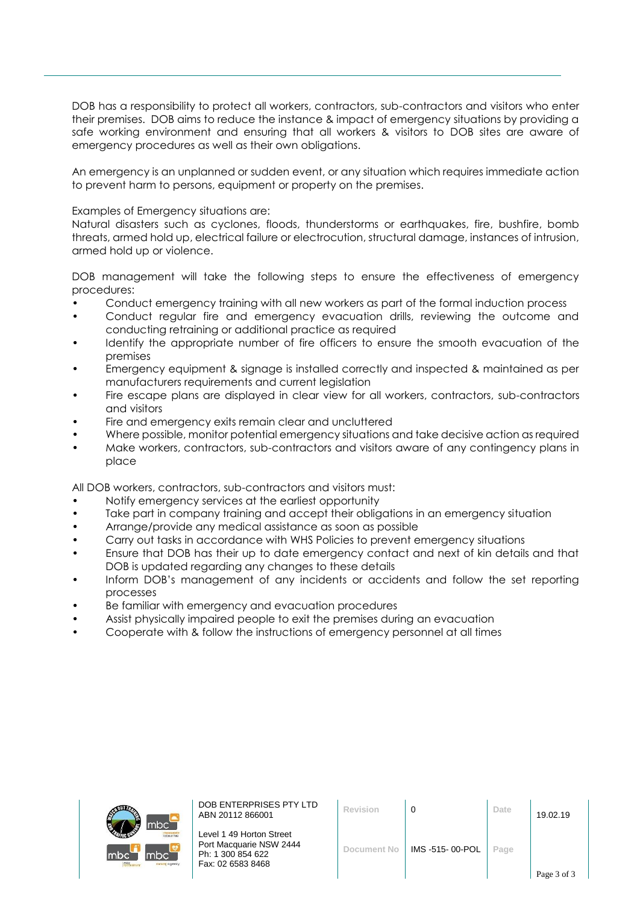DOB has a responsibility to protect all workers, contractors, sub-contractors and visitors who enter their premises. DOB aims to reduce the instance & impact of emergency situations by providing a safe working environment and ensuring that all workers & visitors to DOB sites are aware of emergency procedures as well as their own obligations.

An emergency is an unplanned or sudden event, or any situation which requires immediate action to prevent harm to persons, equipment or property on the premises.

Examples of Emergency situations are:
Natural disasters such as cyclones, floods, thunderstorms or earthquakes, fire, bushfire, bomb threats, armed hold up, electrical failure or electrocution, structural damage, instances of intrusion, armed hold up or violence.

DOB management will take the following steps to ensure the effectiveness of emergency procedures:

- Conduct emergency training with all new workers as part of the formal induction process
- Conduct regular fire and emergency evacuation drills, reviewing the outcome and conducting retraining or additional practice as required
- Identify the appropriate number of fire officers to ensure the smooth evacuation of the premises
- Emergency equipment & signage is installed correctly and inspected & maintained as per manufacturers requirements and current legislation
- Fire escape plans are displayed in clear view for all workers, contractors, sub-contractors and visitors
- Fire and emergency exits remain clear and uncluttered
- Where possible, monitor potential emergency situations and take decisive action as required
- Make workers, contractors, sub-contractors and visitors aware of any contingency plans in place

All DOB workers, contractors, sub-contractors and visitors must:

- Notify emergency services at the earliest opportunity
- Take part in company training and accept their obligations in an emergency situation
- Arrange/provide any medical assistance as soon as possible
- Carry out tasks in accordance with WHS Policies to prevent emergency situations
- Ensure that DOB has their up to date emergency contact and next of kin details and that DOB is updated regarding any changes to these details
- Inform DOB's management of any incidents or accidents and follow the set reporting processes
- Be familiar with emergency and evacuation procedures
- Assist physically impaired people to exit the premises during an evacuation
- Cooperate with & follow the instructions of emergency personnel at all times